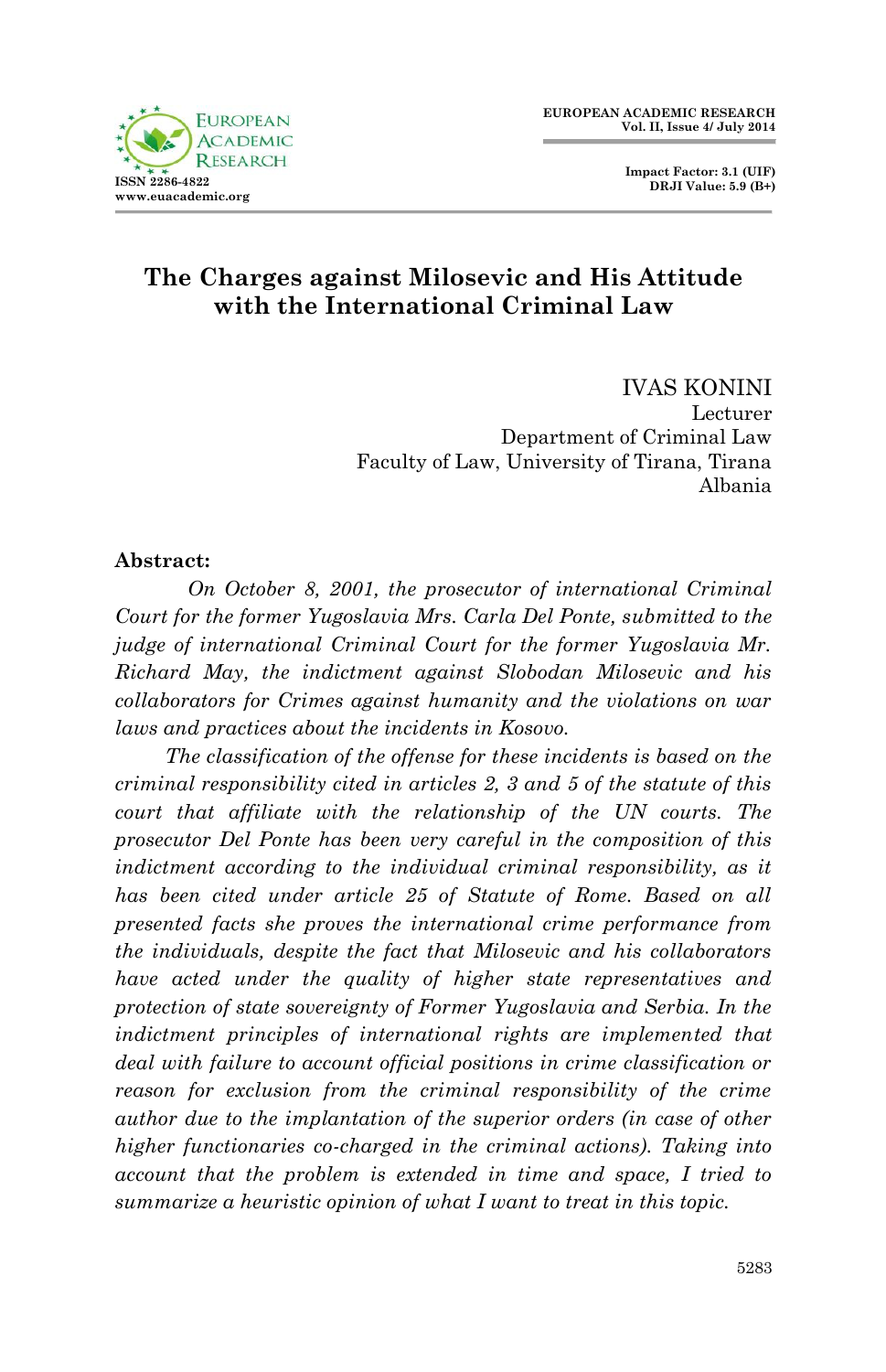# The Charges against Milosevic and His Attitude with the International Criminal Law

IVAS KONINI
Lecturer
Department of Criminal Law
Faculty of Law, University of Tirana, Tirana
Albania

**Abstract:**

*On October 8, 2001, the prosecutor of international Criminal Court for the former Yugoslavia Mrs. Carla Del Ponte, submitted to the judge of international Criminal Court for the former Yugoslavia Mr. Richard May, the indictment against Slobodan Milosevic and his collaborators for Crimes against humanity and the violations on war laws and practices about the incidents in Kosovo.*

*The classification of the offense for these incidents is based on the criminal responsibility cited in articles 2, 3 and 5 of the statute of this court that affiliate with the relationship of the UN courts. The prosecutor Del Ponte has been very careful in the composition of this indictment according to the individual criminal responsibility, as it has been cited under article 25 of Statute of Rome. Based on all presented facts she proves the international crime performance from the individuals, despite the fact that Milosevic and his collaborators have acted under the quality of higher state representatives and protection of state sovereignty of Former Yugoslavia and Serbia. In the indictment principles of international rights are implemented that deal with failure to account official positions in crime classification or reason for exclusion from the criminal responsibility of the crime author due to the implantation of the superior orders (in case of other higher functionaries co-charged in the criminal actions). Taking into account that the problem is extended in time and space, I tried to summarize a heuristic opinion of what I want to treat in this topic.*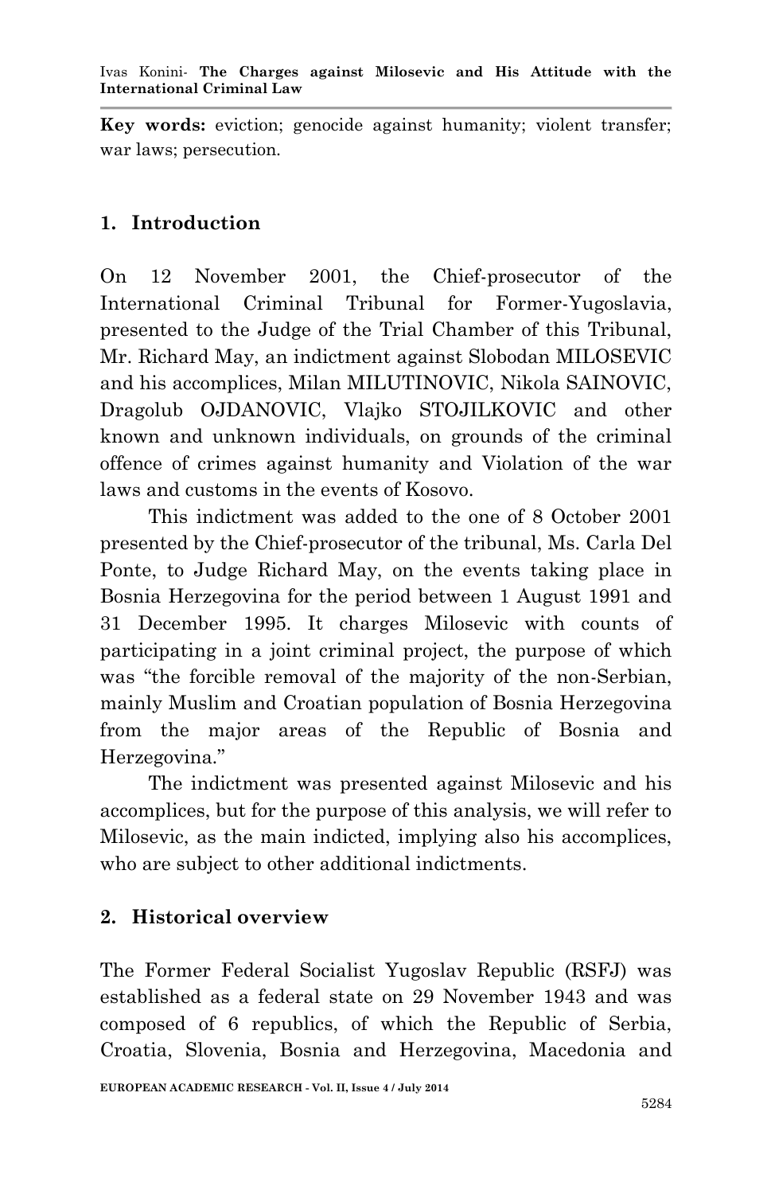**Key words:** eviction; genocide against humanity; violent transfer; war laws; persecution.

## 1. Introduction

On 12 November 2001, the Chief-prosecutor of the International Criminal Tribunal for Former-Yugoslavia, presented to the Judge of the Trial Chamber of this Tribunal, Mr. Richard May, an indictment against Slobodan MILOSEVIC and his accomplices, Milan MILUTINOVIC, Nikola SAINOVIC, Dragolub OJDANOVIC, Vlajko STOJILKOVIC and other known and unknown individuals, on grounds of the criminal offence of crimes against humanity and Violation of the war laws and customs in the events of Kosovo.

This indictment was added to the one of 8 October 2001 presented by the Chief-prosecutor of the tribunal, Ms. Carla Del Ponte, to Judge Richard May, on the events taking place in Bosnia Herzegovina for the period between 1 August 1991 and 31 December 1995. It charges Milosevic with counts of participating in a joint criminal project, the purpose of which was "the forcible removal of the majority of the non-Serbian, mainly Muslim and Croatian population of Bosnia Herzegovina from the major areas of the Republic of Bosnia and Herzegovina."

The indictment was presented against Milosevic and his accomplices, but for the purpose of this analysis, we will refer to Milosevic, as the main indicted, implying also his accomplices, who are subject to other additional indictments.

## 2. Historical overview

The Former Federal Socialist Yugoslav Republic (RSFJ) was established as a federal state on 29 November 1943 and was composed of 6 republics, of which the Republic of Serbia, Croatia, Slovenia, Bosnia and Herzegovina, Macedonia and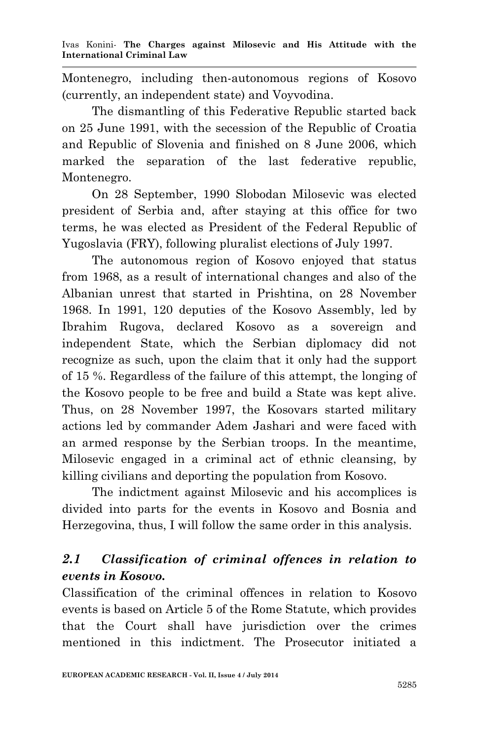Montenegro, including then-autonomous regions of Kosovo (currently, an independent state) and Voyvodina.

The dismantling of this Federative Republic started back on 25 June 1991, with the secession of the Republic of Croatia and Republic of Slovenia and finished on 8 June 2006, which marked the separation of the last federative republic, Montenegro.

On 28 September, 1990 Slobodan Milosevic was elected president of Serbia and, after staying at this office for two terms, he was elected as President of the Federal Republic of Yugoslavia (FRY), following pluralist elections of July 1997.

The autonomous region of Kosovo enjoyed that status from 1968, as a result of international changes and also of the Albanian unrest that started in Prishtina, on 28 November 1968. In 1991, 120 deputies of the Kosovo Assembly, led by Ibrahim Rugova, declared Kosovo as a sovereign and independent State, which the Serbian diplomacy did not recognize as such, upon the claim that it only had the support of 15 %. Regardless of the failure of this attempt, the longing of the Kosovo people to be free and build a State was kept alive. Thus, on 28 November 1997, the Kosovars started military actions led by commander Adem Jashari and were faced with an armed response by the Serbian troops. In the meantime, Milosevic engaged in a criminal act of ethnic cleansing, by killing civilians and deporting the population from Kosovo.

The indictment against Milosevic and his accomplices is divided into parts for the events in Kosovo and Bosnia and Herzegovina, thus, I will follow the same order in this analysis.

## *2.1 Classification of criminal offences in relation to events in Kosovo.*

Classification of the criminal offences in relation to Kosovo events is based on Article 5 of the Rome Statute, which provides that the Court shall have jurisdiction over the crimes mentioned in this indictment. The Prosecutor initiated a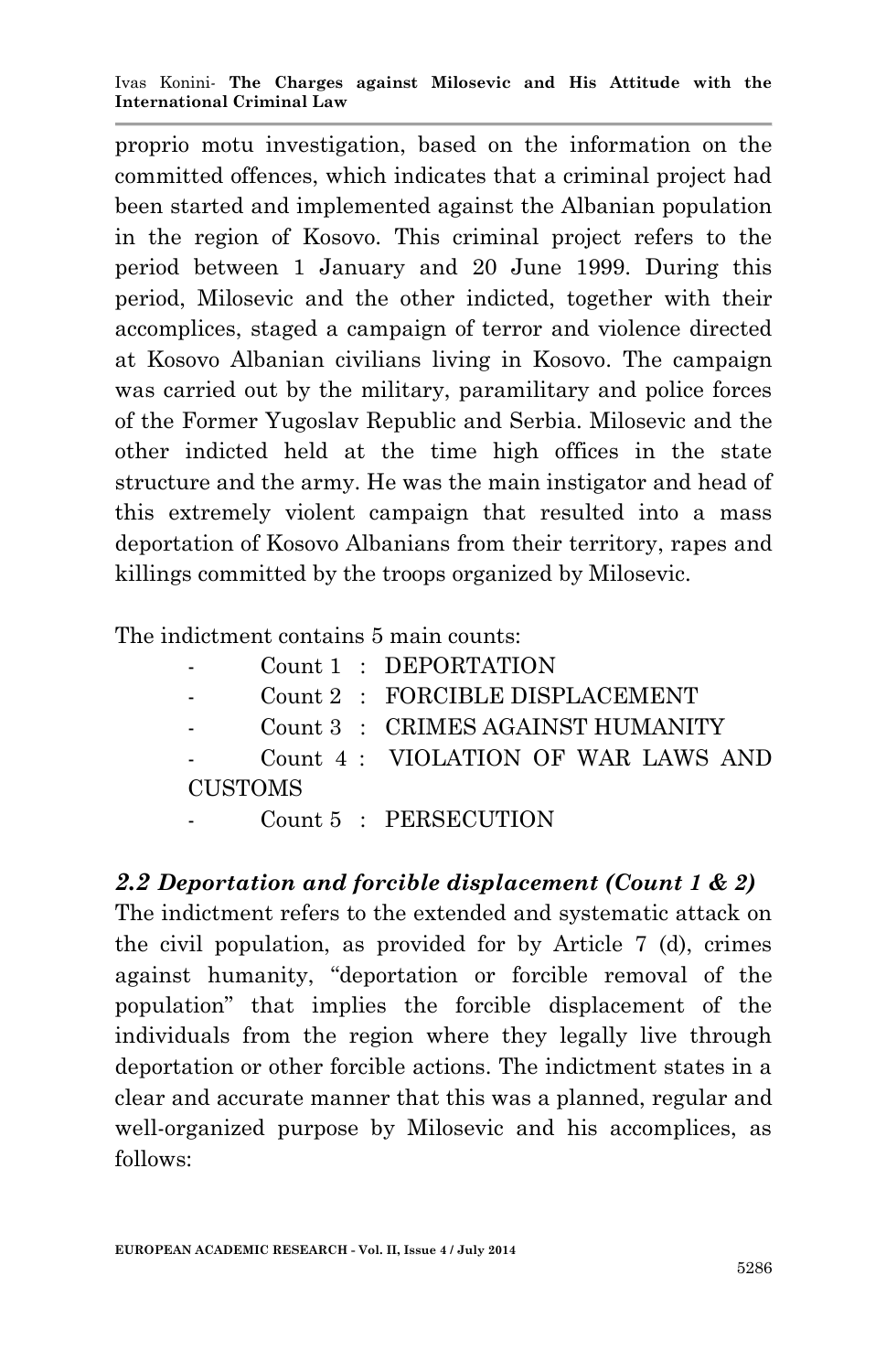proprio motu investigation, based on the information on the committed offences, which indicates that a criminal project had been started and implemented against the Albanian population in the region of Kosovo. This criminal project refers to the period between 1 January and 20 June 1999. During this period, Milosevic and the other indicted, together with their accomplices, staged a campaign of terror and violence directed at Kosovo Albanian civilians living in Kosovo. The campaign was carried out by the military, paramilitary and police forces of the Former Yugoslav Republic and Serbia. Milosevic and the other indicted held at the time high offices in the state structure and the army. He was the main instigator and head of this extremely violent campaign that resulted into a mass deportation of Kosovo Albanians from their territory, rapes and killings committed by the troops organized by Milosevic.

The indictment contains 5 main counts:

- Count 1 : DEPORTATION
- Count 2 : FORCIBLE DISPLACEMENT
- Count 3 : CRIMES AGAINST HUMANITY
- Count 4 : VIOLATION OF WAR LAWS AND CUSTOMS
- Count 5 : PERSECUTION

### *2.2 Deportation and forcible displacement (Count 1 & 2)*

The indictment refers to the extended and systematic attack on the civil population, as provided for by Article 7 (d), crimes against humanity, "deportation or forcible removal of the population" that implies the forcible displacement of the individuals from the region where they legally live through deportation or other forcible actions. The indictment states in a clear and accurate manner that this was a planned, regular and well-organized purpose by Milosevic and his accomplices, as follows: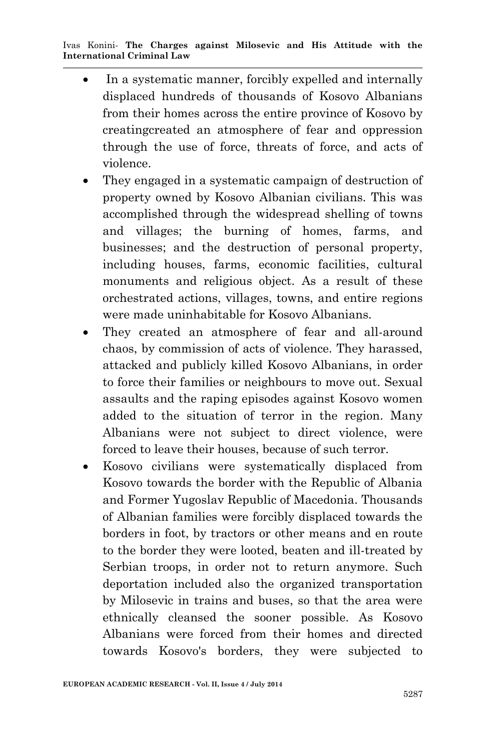- In a systematic manner, forcibly expelled and internally displaced hundreds of thousands of Kosovo Albanians from their homes across the entire province of Kosovo by creatingcreated an atmosphere of fear and oppression through the use of force, threats of force, and acts of violence.
- They engaged in a systematic campaign of destruction of property owned by Kosovo Albanian civilians. This was accomplished through the widespread shelling of towns and villages; the burning of homes, farms, and businesses; and the destruction of personal property, including houses, farms, economic facilities, cultural monuments and religious object. As a result of these orchestrated actions, villages, towns, and entire regions were made uninhabitable for Kosovo Albanians.
- They created an atmosphere of fear and all-around chaos, by commission of acts of violence. They harassed, attacked and publicly killed Kosovo Albanians, in order to force their families or neighbours to move out. Sexual assaults and the raping episodes against Kosovo women added to the situation of terror in the region. Many Albanians were not subject to direct violence, were forced to leave their houses, because of such terror.
- Kosovo civilians were systematically displaced from Kosovo towards the border with the Republic of Albania and Former Yugoslav Republic of Macedonia. Thousands of Albanian families were forcibly displaced towards the borders in foot, by tractors or other means and en route to the border they were looted, beaten and ill-treated by Serbian troops, in order not to return anymore. Such deportation included also the organized transportation by Milosevic in trains and buses, so that the area were ethnically cleansed the sooner possible. As Kosovo Albanians were forced from their homes and directed towards Kosovo's borders, they were subjected to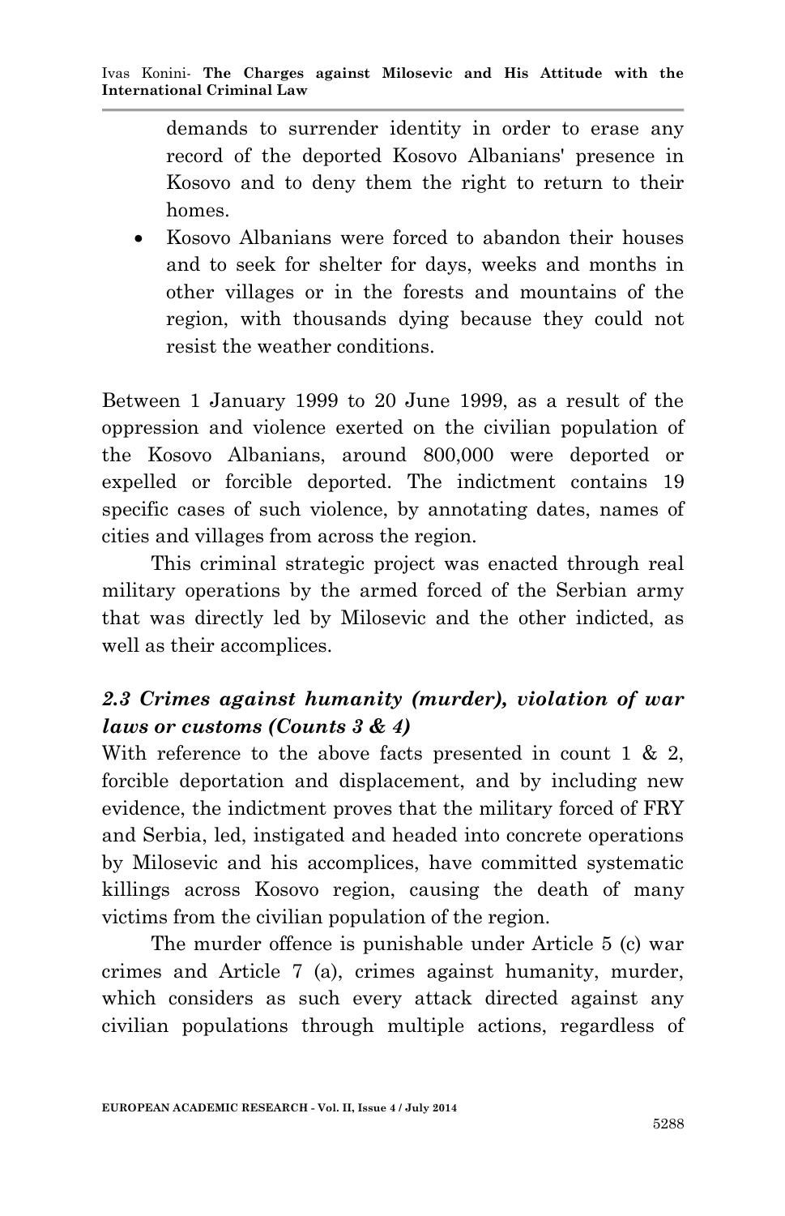demands to surrender identity in order to erase any record of the deported Kosovo Albanians' presence in Kosovo and to deny them the right to return to their homes.

- Kosovo Albanians were forced to abandon their houses and to seek for shelter for days, weeks and months in other villages or in the forests and mountains of the region, with thousands dying because they could not resist the weather conditions.

Between 1 January 1999 to 20 June 1999, as a result of the oppression and violence exerted on the civilian population of the Kosovo Albanians, around 800,000 were deported or expelled or forcible deported. The indictment contains 19 specific cases of such violence, by annotating dates, names of cities and villages from across the region.

This criminal strategic project was enacted through real military operations by the armed forced of the Serbian army that was directly led by Milosevic and the other indicted, as well as their accomplices.

### *2.3 Crimes against humanity (murder), violation of war laws or customs (Counts 3 & 4)*

With reference to the above facts presented in count 1 & 2, forcible deportation and displacement, and by including new evidence, the indictment proves that the military forced of FRY and Serbia, led, instigated and headed into concrete operations by Milosevic and his accomplices, have committed systematic killings across Kosovo region, causing the death of many victims from the civilian population of the region.

The murder offence is punishable under Article 5 (c) war crimes and Article 7 (a), crimes against humanity, murder, which considers as such every attack directed against any civilian populations through multiple actions, regardless of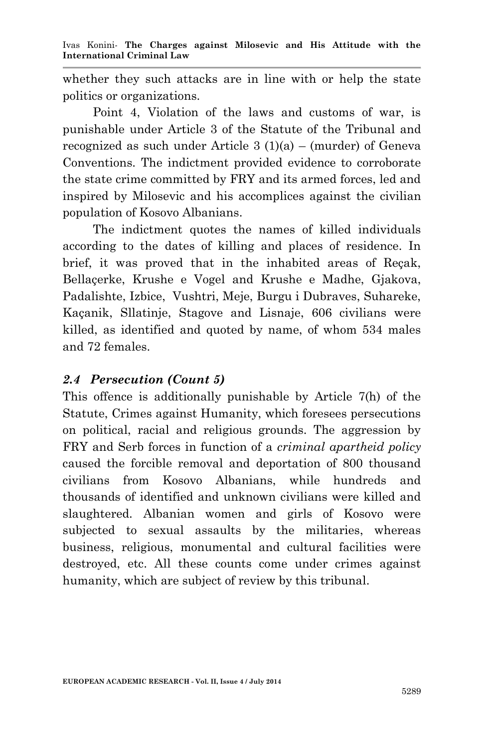whether they such attacks are in line with or help the state politics or organizations.

Point 4, Violation of the laws and customs of war, is punishable under Article 3 of the Statute of the Tribunal and recognized as such under Article 3 (1)(a) – (murder) of Geneva Conventions. The indictment provided evidence to corroborate the state crime committed by FRY and its armed forces, led and inspired by Milosevic and his accomplices against the civilian population of Kosovo Albanians.

The indictment quotes the names of killed individuals according to the dates of killing and places of residence. In brief, it was proved that in the inhabited areas of Reçak, Bellaçerke, Krushe e Vogel and Krushe e Madhe, Gjakova, Padalishte, Izbice, Vushtri, Meje, Burgu i Dubraves, Suhareke, Kaçanik, Sllatinje, Stagove and Lisnaje, 606 civilians were killed, as identified and quoted by name, of whom 534 males and 72 females.

### *2.4 Persecution (Count 5)*

This offence is additionally punishable by Article 7(h) of the Statute, Crimes against Humanity, which foresees persecutions on political, racial and religious grounds. The aggression by FRY and Serb forces in function of a *criminal apartheid policy* caused the forcible removal and deportation of 800 thousand civilians from Kosovo Albanians, while hundreds and thousands of identified and unknown civilians were killed and slaughtered. Albanian women and girls of Kosovo were subjected to sexual assaults by the militaries, whereas business, religious, monumental and cultural facilities were destroyed, etc. All these counts come under crimes against humanity, which are subject of review by this tribunal.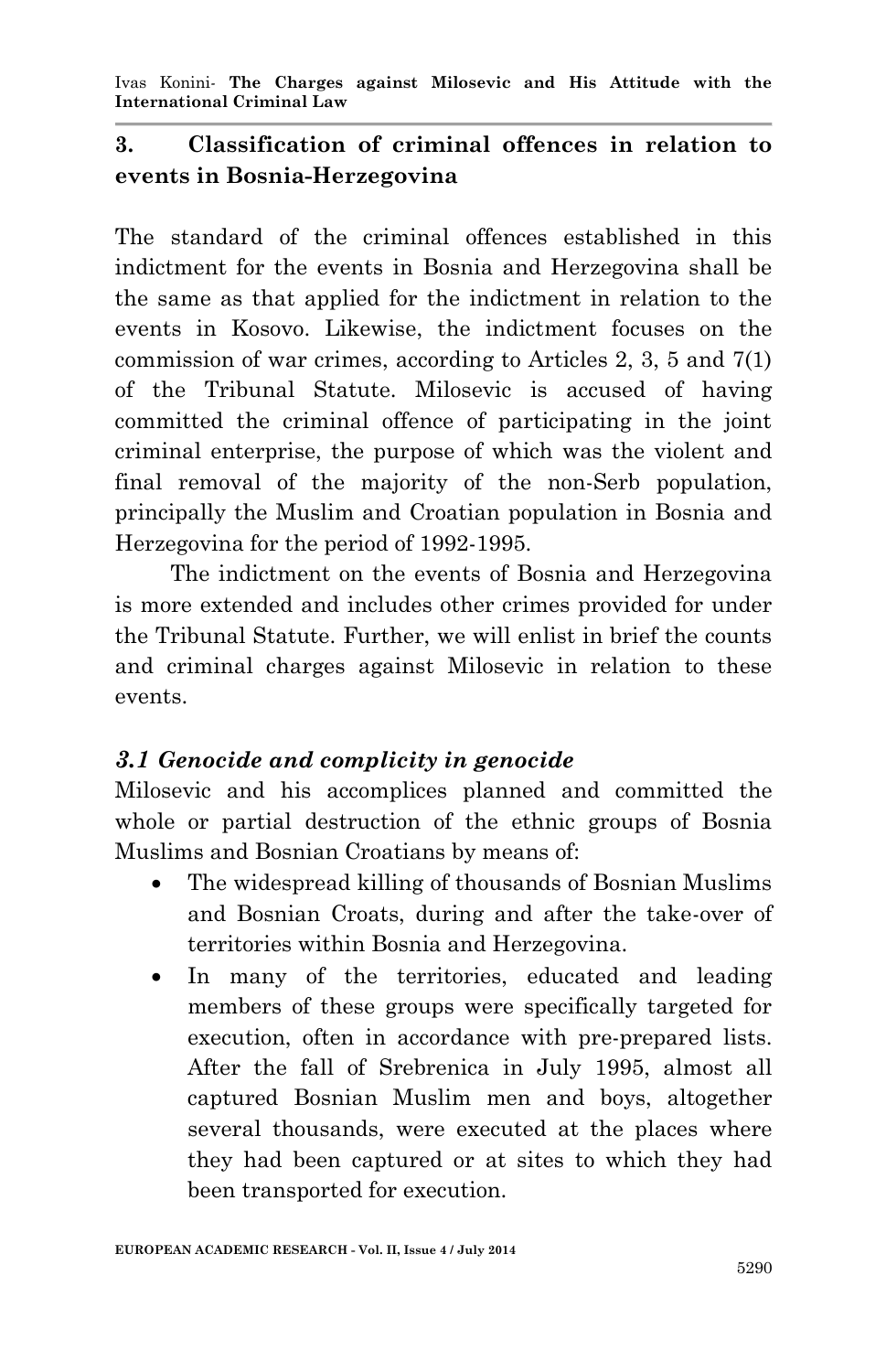## 3. Classification of criminal offences in relation to events in Bosnia-Herzegovina

The standard of the criminal offences established in this indictment for the events in Bosnia and Herzegovina shall be the same as that applied for the indictment in relation to the events in Kosovo. Likewise, the indictment focuses on the commission of war crimes, according to Articles 2, 3, 5 and 7(1) of the Tribunal Statute. Milosevic is accused of having committed the criminal offence of participating in the joint criminal enterprise, the purpose of which was the violent and final removal of the majority of the non-Serb population, principally the Muslim and Croatian population in Bosnia and Herzegovina for the period of 1992-1995.

The indictment on the events of Bosnia and Herzegovina is more extended and includes other crimes provided for under the Tribunal Statute. Further, we will enlist in brief the counts and criminal charges against Milosevic in relation to these events.

### *3.1 Genocide and complicity in genocide*

Milosevic and his accomplices planned and committed the whole or partial destruction of the ethnic groups of Bosnia Muslims and Bosnian Croatians by means of:

- The widespread killing of thousands of Bosnian Muslims and Bosnian Croats, during and after the take-over of territories within Bosnia and Herzegovina.
- In many of the territories, educated and leading members of these groups were specifically targeted for execution, often in accordance with pre-prepared lists. After the fall of Srebrenica in July 1995, almost all captured Bosnian Muslim men and boys, altogether several thousands, were executed at the places where they had been captured or at sites to which they had been transported for execution.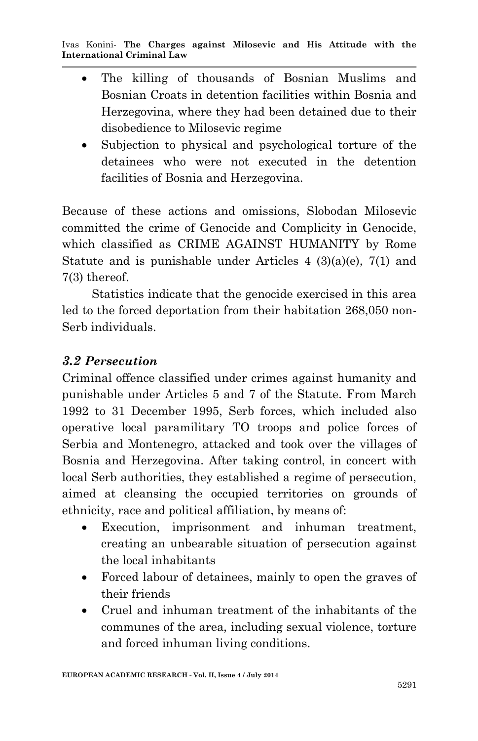- The killing of thousands of Bosnian Muslims and Bosnian Croats in detention facilities within Bosnia and Herzegovina, where they had been detained due to their disobedience to Milosevic regime
- Subjection to physical and psychological torture of the detainees who were not executed in the detention facilities of Bosnia and Herzegovina.

Because of these actions and omissions, Slobodan Milosevic committed the crime of Genocide and Complicity in Genocide, which classified as CRIME AGAINST HUMANITY by Rome Statute and is punishable under Articles 4 (3)(a)(e), 7(1) and 7(3) thereof.

Statistics indicate that the genocide exercised in this area led to the forced deportation from their habitation 268,050 non-Serb individuals.

### *3.2 Persecution*

Criminal offence classified under crimes against humanity and punishable under Articles 5 and 7 of the Statute. From March 1992 to 31 December 1995, Serb forces, which included also operative local paramilitary TO troops and police forces of Serbia and Montenegro, attacked and took over the villages of Bosnia and Herzegovina. After taking control, in concert with local Serb authorities, they established a regime of persecution, aimed at cleansing the occupied territories on grounds of ethnicity, race and political affiliation, by means of:

- Execution, imprisonment and inhuman treatment, creating an unbearable situation of persecution against the local inhabitants
- Forced labour of detainees, mainly to open the graves of their friends
- Cruel and inhuman treatment of the inhabitants of the communes of the area, including sexual violence, torture and forced inhuman living conditions.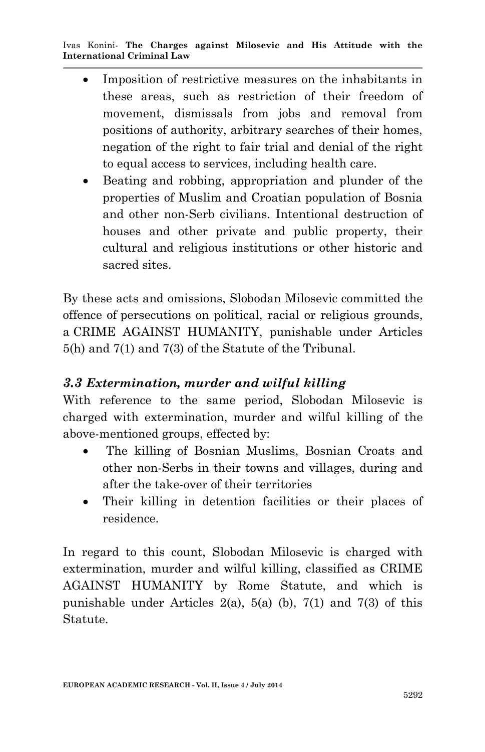- Imposition of restrictive measures on the inhabitants in these areas, such as restriction of their freedom of movement, dismissals from jobs and removal from positions of authority, arbitrary searches of their homes, negation of the right to fair trial and denial of the right to equal access to services, including health care.
- Beating and robbing, appropriation and plunder of the properties of Muslim and Croatian population of Bosnia and other non-Serb civilians. Intentional destruction of houses and other private and public property, their cultural and religious institutions or other historic and sacred sites.

By these acts and omissions, Slobodan Milosevic committed the offence of persecutions on political, racial or religious grounds, a CRIME AGAINST HUMANITY, punishable under Articles 5(h) and 7(1) and 7(3) of the Statute of the Tribunal.

### *3.3 Extermination, murder and wilful killing*

With reference to the same period, Slobodan Milosevic is charged with extermination, murder and wilful killing of the above-mentioned groups, effected by:

- The killing of Bosnian Muslims, Bosnian Croats and other non-Serbs in their towns and villages, during and after the take-over of their territories
- Their killing in detention facilities or their places of residence.

In regard to this count, Slobodan Milosevic is charged with extermination, murder and wilful killing, classified as CRIME AGAINST HUMANITY by Rome Statute, and which is punishable under Articles 2(a), 5(a) (b), 7(1) and 7(3) of this Statute.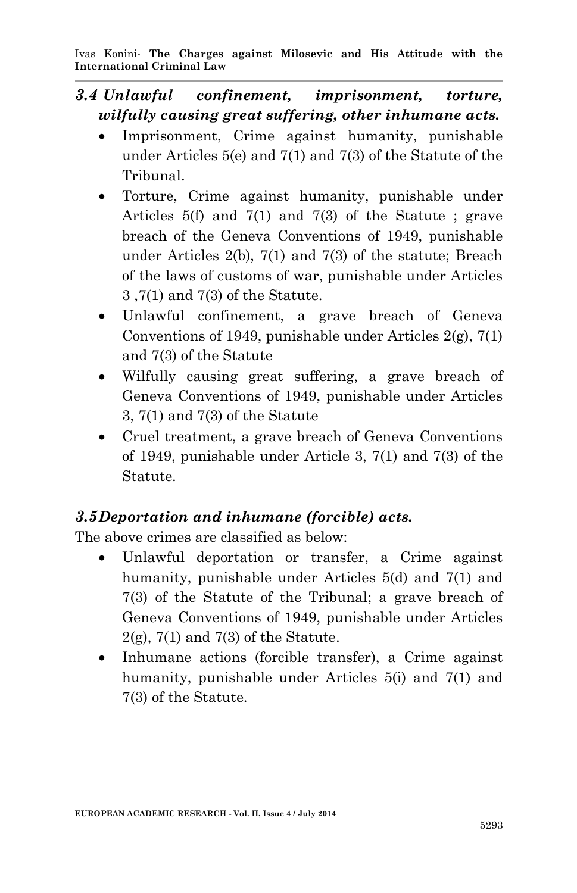### *3.4 Unlawful confinement, imprisonment, torture, wilfully causing great suffering, other inhumane acts.*

- Imprisonment, Crime against humanity, punishable under Articles 5(e) and 7(1) and 7(3) of the Statute of the Tribunal.
- Torture, Crime against humanity, punishable under Articles 5(f) and 7(1) and 7(3) of the Statute ; grave breach of the Geneva Conventions of 1949, punishable under Articles 2(b), 7(1) and 7(3) of the statute; Breach of the laws of customs of war, punishable under Articles 3 ,7(1) and 7(3) of the Statute.
- Unlawful confinement, a grave breach of Geneva Conventions of 1949, punishable under Articles 2(g), 7(1) and 7(3) of the Statute
- Wilfully causing great suffering, a grave breach of Geneva Conventions of 1949, punishable under Articles 3, 7(1) and 7(3) of the Statute
- Cruel treatment, a grave breach of Geneva Conventions of 1949, punishable under Article 3, 7(1) and 7(3) of the Statute.

### *3.5 Deportation and inhumane (forcible) acts.*

The above crimes are classified as below:

- Unlawful deportation or transfer, a Crime against humanity, punishable under Articles 5(d) and 7(1) and 7(3) of the Statute of the Tribunal; a grave breach of Geneva Conventions of 1949, punishable under Articles 2(g), 7(1) and 7(3) of the Statute.
- Inhumane actions (forcible transfer), a Crime against humanity, punishable under Articles 5(i) and 7(1) and 7(3) of the Statute.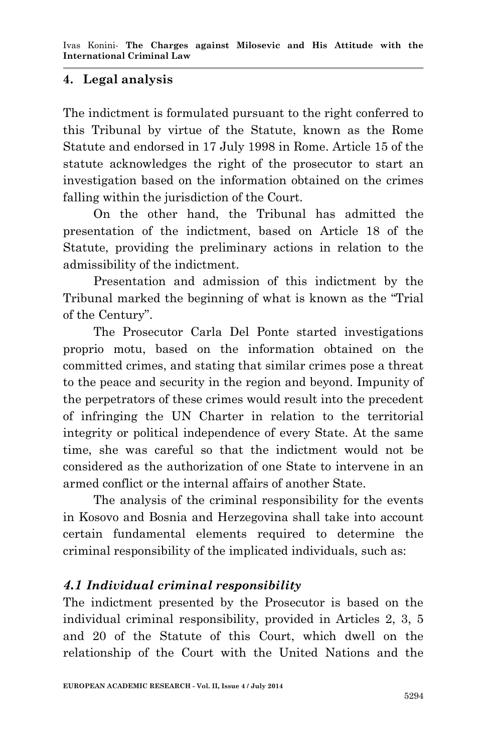## 4. Legal analysis

The indictment is formulated pursuant to the right conferred to this Tribunal by virtue of the Statute, known as the Rome Statute and endorsed in 17 July 1998 in Rome. Article 15 of the statute acknowledges the right of the prosecutor to start an investigation based on the information obtained on the crimes falling within the jurisdiction of the Court.

On the other hand, the Tribunal has admitted the presentation of the indictment, based on Article 18 of the Statute, providing the preliminary actions in relation to the admissibility of the indictment.

Presentation and admission of this indictment by the Tribunal marked the beginning of what is known as the "Trial of the Century".

The Prosecutor Carla Del Ponte started investigations proprio motu, based on the information obtained on the committed crimes, and stating that similar crimes pose a threat to the peace and security in the region and beyond. Impunity of the perpetrators of these crimes would result into the precedent of infringing the UN Charter in relation to the territorial integrity or political independence of every State. At the same time, she was careful so that the indictment would not be considered as the authorization of one State to intervene in an armed conflict or the internal affairs of another State.

The analysis of the criminal responsibility for the events in Kosovo and Bosnia and Herzegovina shall take into account certain fundamental elements required to determine the criminal responsibility of the implicated individuals, such as:

### *4.1 Individual criminal responsibility*

The indictment presented by the Prosecutor is based on the individual criminal responsibility, provided in Articles 2, 3, 5 and 20 of the Statute of this Court, which dwell on the relationship of the Court with the United Nations and the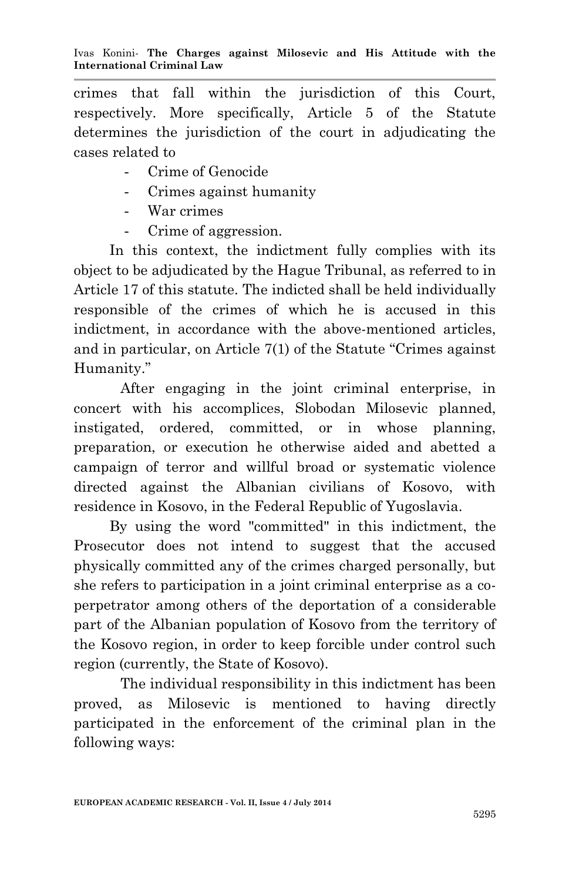crimes that fall within the jurisdiction of this Court, respectively. More specifically, Article 5 of the Statute determines the jurisdiction of the court in adjudicating the cases related to

- Crime of Genocide
- Crimes against humanity
- War crimes
- Crime of aggression.

In this context, the indictment fully complies with its object to be adjudicated by the Hague Tribunal, as referred to in Article 17 of this statute. The indicted shall be held individually responsible of the crimes of which he is accused in this indictment, in accordance with the above-mentioned articles, and in particular, on Article 7(1) of the Statute "Crimes against Humanity."

After engaging in the joint criminal enterprise, in concert with his accomplices, Slobodan Milosevic planned, instigated, ordered, committed, or in whose planning, preparation, or execution he otherwise aided and abetted a campaign of terror and willful broad or systematic violence directed against the Albanian civilians of Kosovo, with residence in Kosovo, in the Federal Republic of Yugoslavia.

By using the word "committed" in this indictment, the Prosecutor does not intend to suggest that the accused physically committed any of the crimes charged personally, but she refers to participation in a joint criminal enterprise as a co-perpetrator among others of the deportation of a considerable part of the Albanian population of Kosovo from the territory of the Kosovo region, in order to keep forcible under control such region (currently, the State of Kosovo).

The individual responsibility in this indictment has been proved, as Milosevic is mentioned to having directly participated in the enforcement of the criminal plan in the following ways: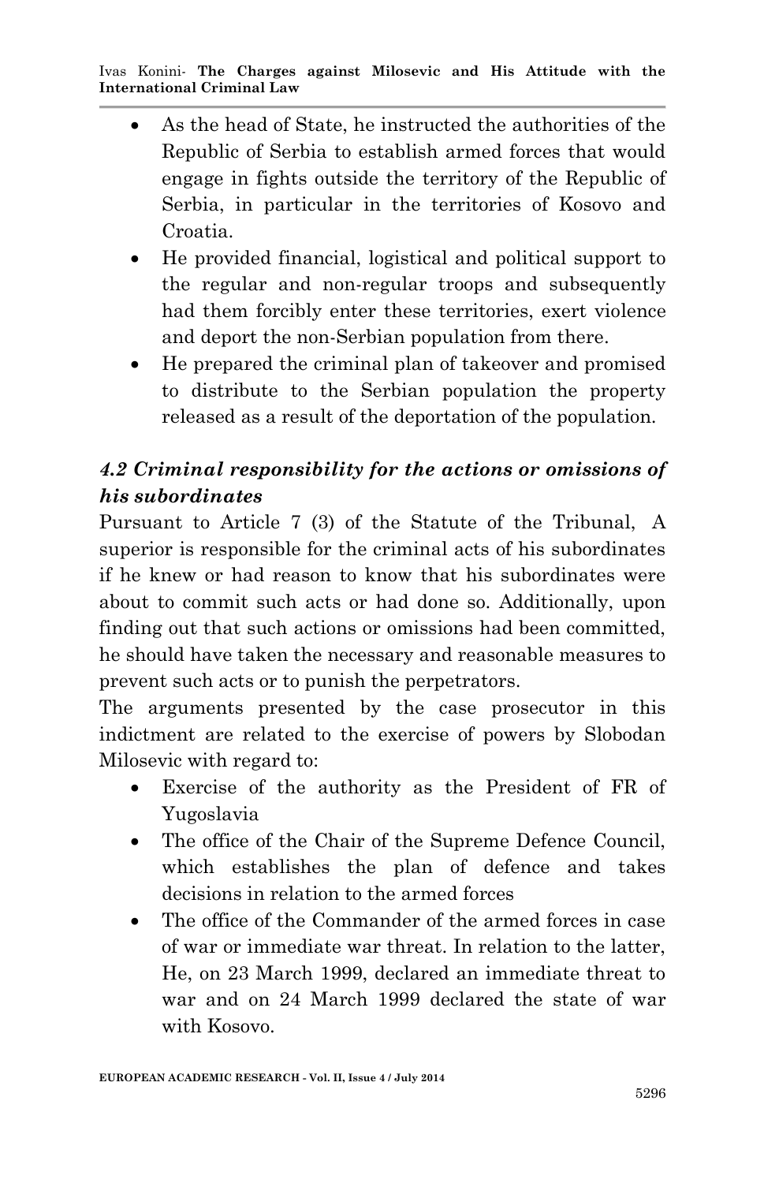- As the head of State, he instructed the authorities of the Republic of Serbia to establish armed forces that would engage in fights outside the territory of the Republic of Serbia, in particular in the territories of Kosovo and Croatia.
- He provided financial, logistical and political support to the regular and non-regular troops and subsequently had them forcibly enter these territories, exert violence and deport the non-Serbian population from there.
- He prepared the criminal plan of takeover and promised to distribute to the Serbian population the property released as a result of the deportation of the population.

### *4.2 Criminal responsibility for the actions or omissions of his subordinates*

Pursuant to Article 7 (3) of the Statute of the Tribunal, A superior is responsible for the criminal acts of his subordinates if he knew or had reason to know that his subordinates were about to commit such acts or had done so. Additionally, upon finding out that such actions or omissions had been committed, he should have taken the necessary and reasonable measures to prevent such acts or to punish the perpetrators.

The arguments presented by the case prosecutor in this indictment are related to the exercise of powers by Slobodan Milosevic with regard to:

- Exercise of the authority as the President of FR of Yugoslavia
- The office of the Chair of the Supreme Defence Council, which establishes the plan of defence and takes decisions in relation to the armed forces
- The office of the Commander of the armed forces in case of war or immediate war threat. In relation to the latter, He, on 23 March 1999, declared an immediate threat to war and on 24 March 1999 declared the state of war with Kosovo.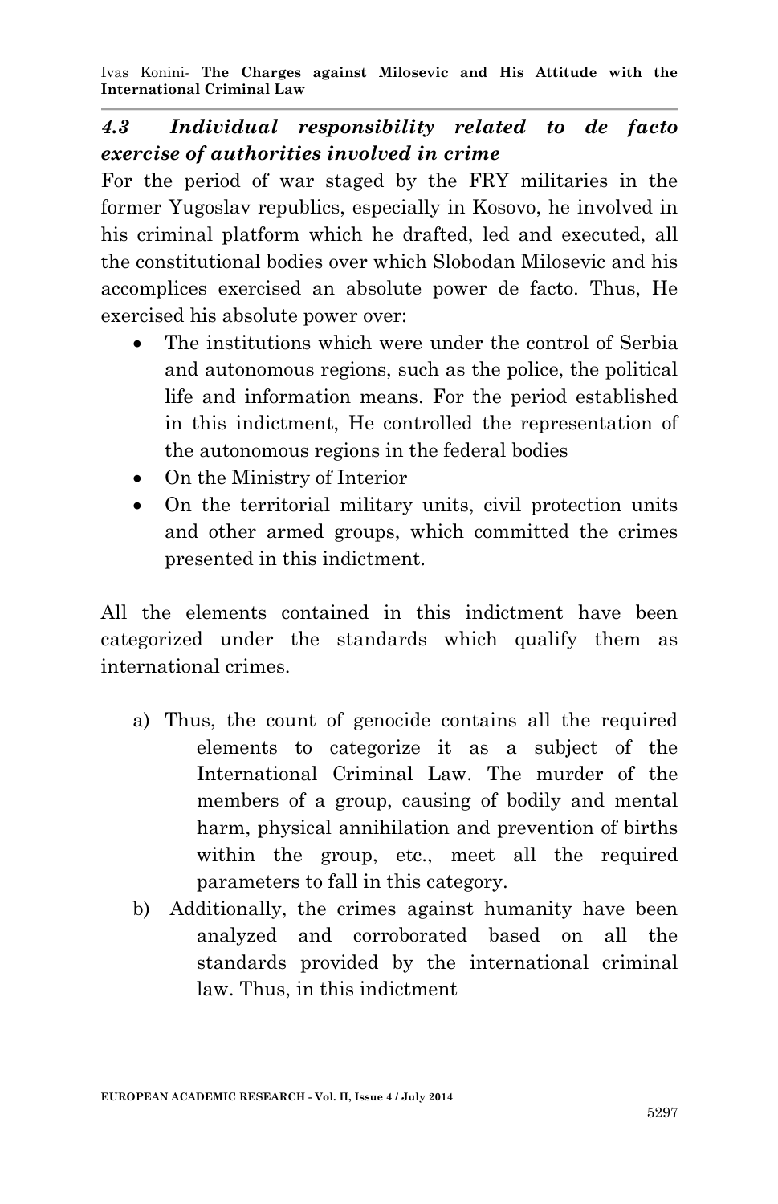### *4.3 Individual responsibility related to de facto exercise of authorities involved in crime*

For the period of war staged by the FRY militaries in the former Yugoslav republics, especially in Kosovo, he involved in his criminal platform which he drafted, led and executed, all the constitutional bodies over which Slobodan Milosevic and his accomplices exercised an absolute power de facto. Thus, He exercised his absolute power over:

- The institutions which were under the control of Serbia and autonomous regions, such as the police, the political life and information means. For the period established in this indictment, He controlled the representation of the autonomous regions in the federal bodies
- On the Ministry of Interior
- On the territorial military units, civil protection units and other armed groups, which committed the crimes presented in this indictment.

All the elements contained in this indictment have been categorized under the standards which qualify them as international crimes.

a) Thus, the count of genocide contains all the required elements to categorize it as a subject of the International Criminal Law. The murder of the members of a group, causing of bodily and mental harm, physical annihilation and prevention of births within the group, etc., meet all the required parameters to fall in this category.
b) Additionally, the crimes against humanity have been analyzed and corroborated based on all the standards provided by the international criminal law. Thus, in this indictment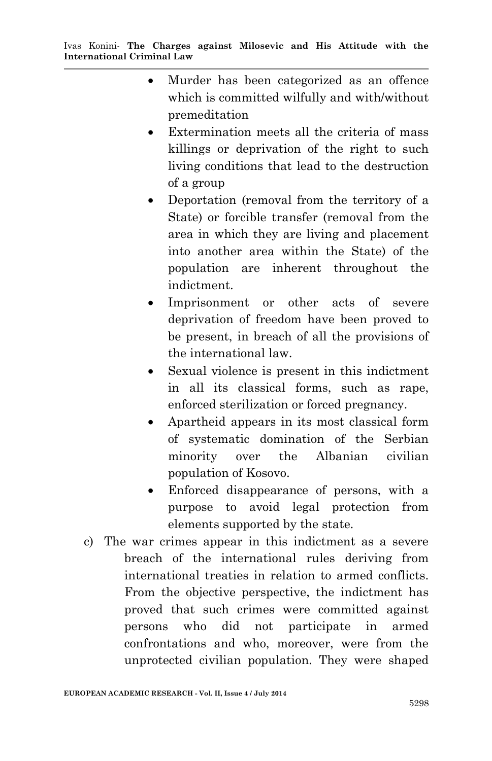- Murder has been categorized as an offence which is committed wilfully and with/without premeditation
- Extermination meets all the criteria of mass killings or deprivation of the right to such living conditions that lead to the destruction of a group
- Deportation (removal from the territory of a State) or forcible transfer (removal from the area in which they are living and placement into another area within the State) of the population are inherent throughout the indictment.
- Imprisonment or other acts of severe deprivation of freedom have been proved to be present, in breach of all the provisions of the international law.
- Sexual violence is present in this indictment in all its classical forms, such as rape, enforced sterilization or forced pregnancy.
- Apartheid appears in its most classical form of systematic domination of the Serbian minority over the Albanian civilian population of Kosovo.
- Enforced disappearance of persons, with a purpose to avoid legal protection from elements supported by the state.

c) The war crimes appear in this indictment as a severe breach of the international rules deriving from international treaties in relation to armed conflicts. From the objective perspective, the indictment has proved that such crimes were committed against persons who did not participate in armed confrontations and who, moreover, were from the unprotected civilian population. They were shaped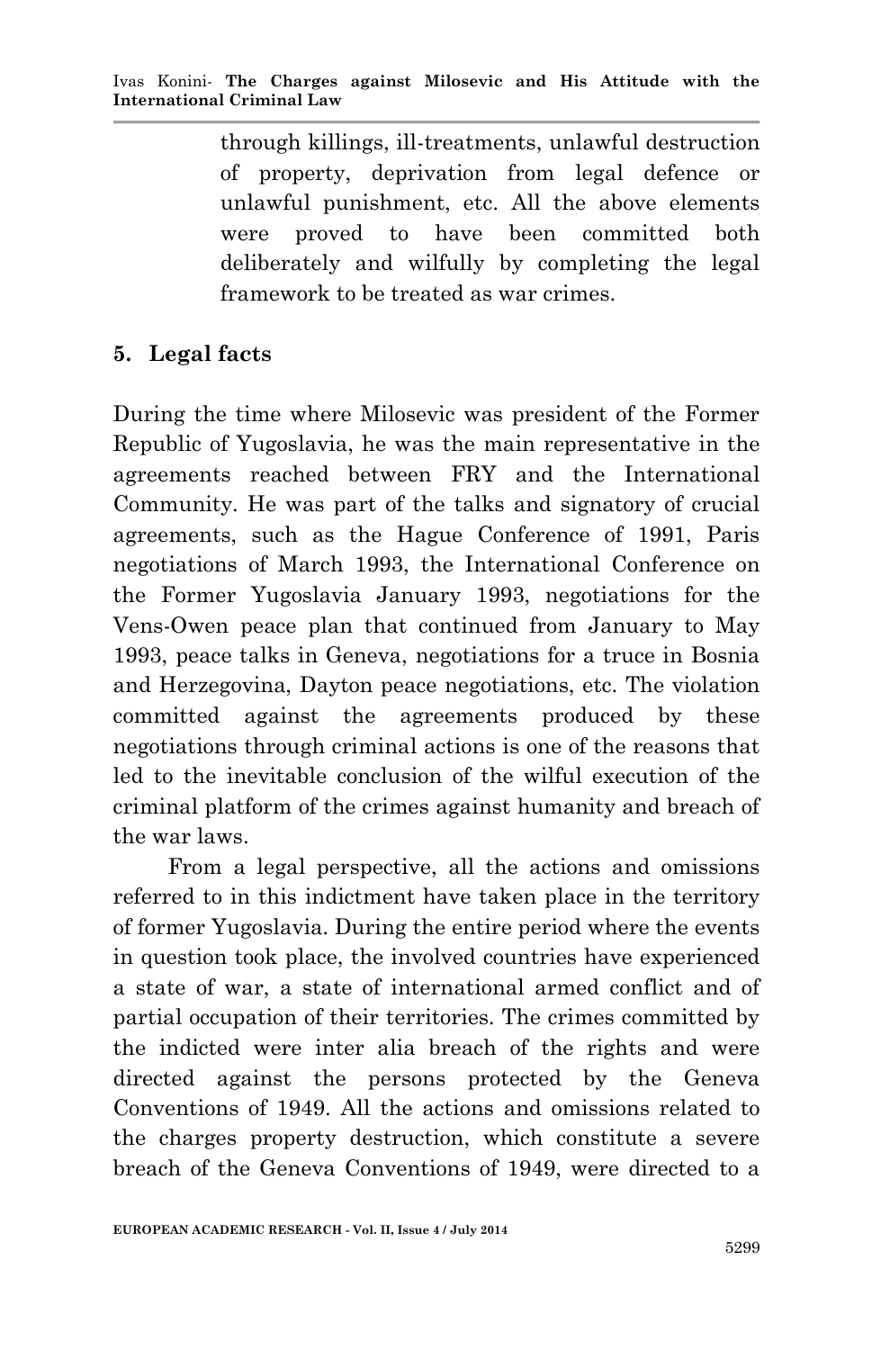through killings, ill-treatments, unlawful destruction of property, deprivation from legal defence or unlawful punishment, etc. All the above elements were proved to have been committed both deliberately and wilfully by completing the legal framework to be treated as war crimes.

## 5. Legal facts

During the time where Milosevic was president of the Former Republic of Yugoslavia, he was the main representative in the agreements reached between FRY and the International Community. He was part of the talks and signatory of crucial agreements, such as the Hague Conference of 1991, Paris negotiations of March 1993, the International Conference on the Former Yugoslavia January 1993, negotiations for the Vens-Owen peace plan that continued from January to May 1993, peace talks in Geneva, negotiations for a truce in Bosnia and Herzegovina, Dayton peace negotiations, etc. The violation committed against the agreements produced by these negotiations through criminal actions is one of the reasons that led to the inevitable conclusion of the wilful execution of the criminal platform of the crimes against humanity and breach of the war laws.

From a legal perspective, all the actions and omissions referred to in this indictment have taken place in the territory of former Yugoslavia. During the entire period where the events in question took place, the involved countries have experienced a state of war, a state of international armed conflict and of partial occupation of their territories. The crimes committed by the indicted were inter alia breach of the rights and were directed against the persons protected by the Geneva Conventions of 1949. All the actions and omissions related to the charges property destruction, which constitute a severe breach of the Geneva Conventions of 1949, were directed to a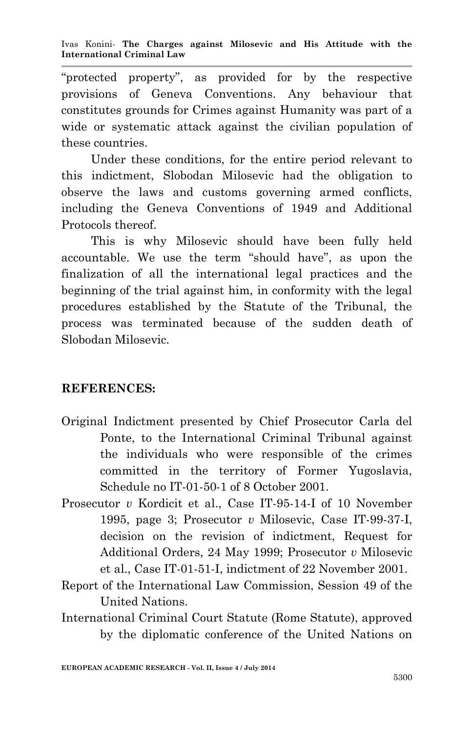"protected property", as provided for by the respective provisions of Geneva Conventions. Any behaviour that constitutes grounds for Crimes against Humanity was part of a wide or systematic attack against the civilian population of these countries.

Under these conditions, for the entire period relevant to this indictment, Slobodan Milosevic had the obligation to observe the laws and customs governing armed conflicts, including the Geneva Conventions of 1949 and Additional Protocols thereof.

This is why Milosevic should have been fully held accountable. We use the term "should have", as upon the finalization of all the international legal practices and the beginning of the trial against him, in conformity with the legal procedures established by the Statute of the Tribunal, the process was terminated because of the sudden death of Slobodan Milosevic.

**REFERENCES:**

Original Indictment presented by Chief Prosecutor Carla del Ponte, to the International Criminal Tribunal against the individuals who were responsible of the crimes committed in the territory of Former Yugoslavia, Schedule no IT-01-50-1 of 8 October 2001.

Prosecutor *v* Kordicit et al., Case IT-95-14-I of 10 November 1995, page 3; Prosecutor *v* Milosevic, Case IT-99-37-I, decision on the revision of indictment, Request for Additional Orders, 24 May 1999; Prosecutor *v* Milosevic et al., Case IT-01-51-I, indictment of 22 November 2001.

Report of the International Law Commission, Session 49 of the United Nations.

International Criminal Court Statute (Rome Statute), approved by the diplomatic conference of the United Nations on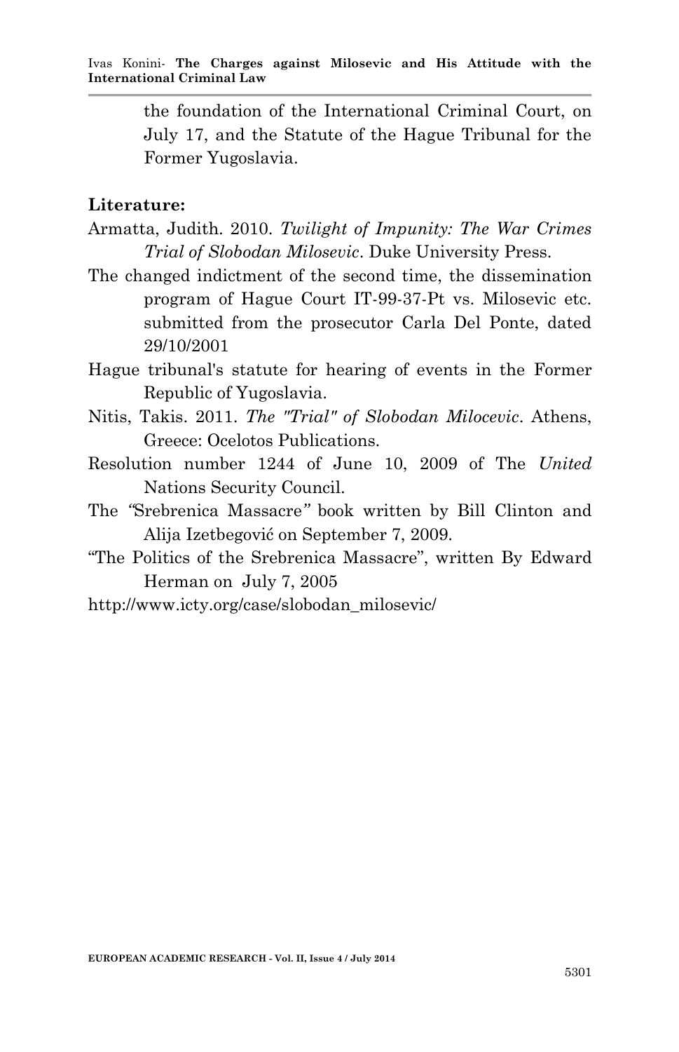the foundation of the International Criminal Court, on July 17, and the Statute of the Hague Tribunal for the Former Yugoslavia.

**Literature:**

Armatta, Judith. 2010. *Twilight of Impunity: The War Crimes Trial of Slobodan Milosevic*. Duke University Press.

The changed indictment of the second time, the dissemination program of Hague Court IT-99-37-Pt vs. Milosevic etc. submitted from the prosecutor Carla Del Ponte, dated 29/10/2001

Hague tribunal's statute for hearing of events in the Former Republic of Yugoslavia.

Nitis, Takis. 2011. *The "Trial" of Slobodan Milocevic*. Athens, Greece: Ocelotos Publications.

Resolution number 1244 of June 10, 2009 of The *United* Nations Security Council.

The *"*Srebrenica Massacre*"* book written by Bill Clinton and Alija Izetbegović on September 7, 2009.

"The Politics of the Srebrenica Massacre", written By Edward Herman on July 7, 2005

http://www.icty.org/case/slobodan_milosevic/